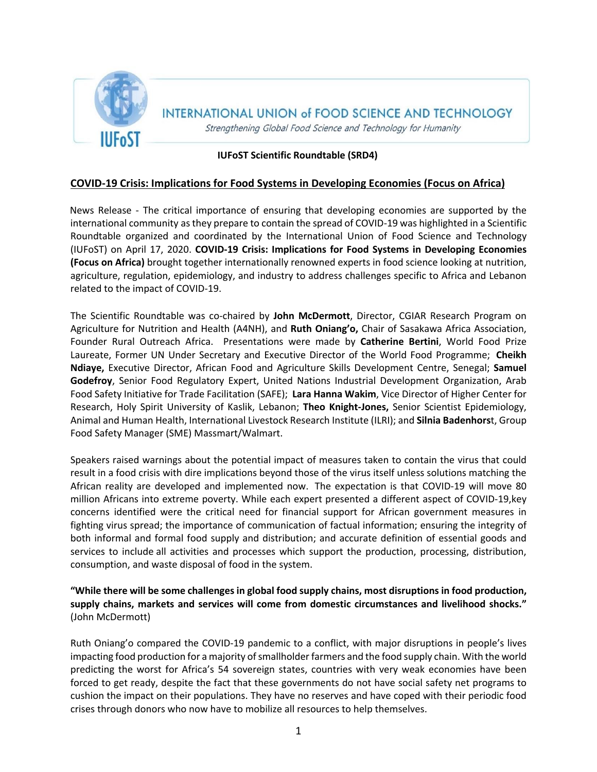# INTERNATIONAL UNION of FOOD SCIENCE AND TECHNOLOGY

*Strengthening Global Food Science and Technology for Humanity*

**IUFoST Scientific Roundtable (SRD4)**

## COVID-19 Crisis: Implications for Food Systems in Developing Economies (Focus on Africa)

News Release - The critical importance of ensuring that developing economies are supported by the international community as they prepare to contain the spread of COVID-19 was highlighted in a Scientific Roundtable organized and coordinated by the International Union of Food Science and Technology (IUFoST) on April 17, 2020. **COVID-19 Crisis: Implications for Food Systems in Developing Economies (Focus on Africa)** brought together internationally renowned experts in food science looking at nutrition, agriculture, regulation, epidemiology, and industry to address challenges specific to Africa and Lebanon related to the impact of COVID-19.

The Scientific Roundtable was co-chaired by **John McDermott**, Director, CGIAR Research Program on Agriculture for Nutrition and Health (A4NH), and **Ruth Oniang'o,** Chair of Sasakawa Africa Association, Founder Rural Outreach Africa. Presentations were made by **Catherine Bertini**, World Food Prize Laureate, Former UN Under Secretary and Executive Director of the World Food Programme; **Cheikh Ndiaye,** Executive Director, African Food and Agriculture Skills Development Centre, Senegal; **Samuel Godefroy**, Senior Food Regulatory Expert, United Nations Industrial Development Organization, Arab Food Safety Initiative for Trade Facilitation (SAFE); **Lara Hanna Wakim**, Vice Director of Higher Center for Research, Holy Spirit University of Kaslik, Lebanon; **Theo Knight-Jones,** Senior Scientist Epidemiology, Animal and Human Health, International Livestock Research Institute (ILRI); and **Silnia Badenhors**t, Group Food Safety Manager (SME) Massmart/Walmart.

Speakers raised warnings about the potential impact of measures taken to contain the virus that could result in a food crisis with dire implications beyond those of the virus itself unless solutions matching the African reality are developed and implemented now. The expectation is that COVID-19 will move 80 million Africans into extreme poverty. While each expert presented a different aspect of COVID-19,key concerns identified were the critical need for financial support for African government measures in fighting virus spread; the importance of communication of factual information; ensuring the integrity of both informal and formal food supply and distribution; and accurate definition of essential goods and services to include all activities and processes which support the production, processing, distribution, consumption, and waste disposal of food in the system.

**"While there will be some challenges in global food supply chains, most disruptions in food production, supply chains, markets and services will come from domestic circumstances and livelihood shocks."** (John McDermott)

Ruth Oniang'o compared the COVID-19 pandemic to a conflict, with major disruptions in people's lives impacting food production for a majority of smallholder farmers and the food supply chain. With the world predicting the worst for Africa's 54 sovereign states, countries with very weak economies have been forced to get ready, despite the fact that these governments do not have social safety net programs to cushion the impact on their populations. They have no reserves and have coped with their periodic food crises through donors who now have to mobilize all resources to help themselves.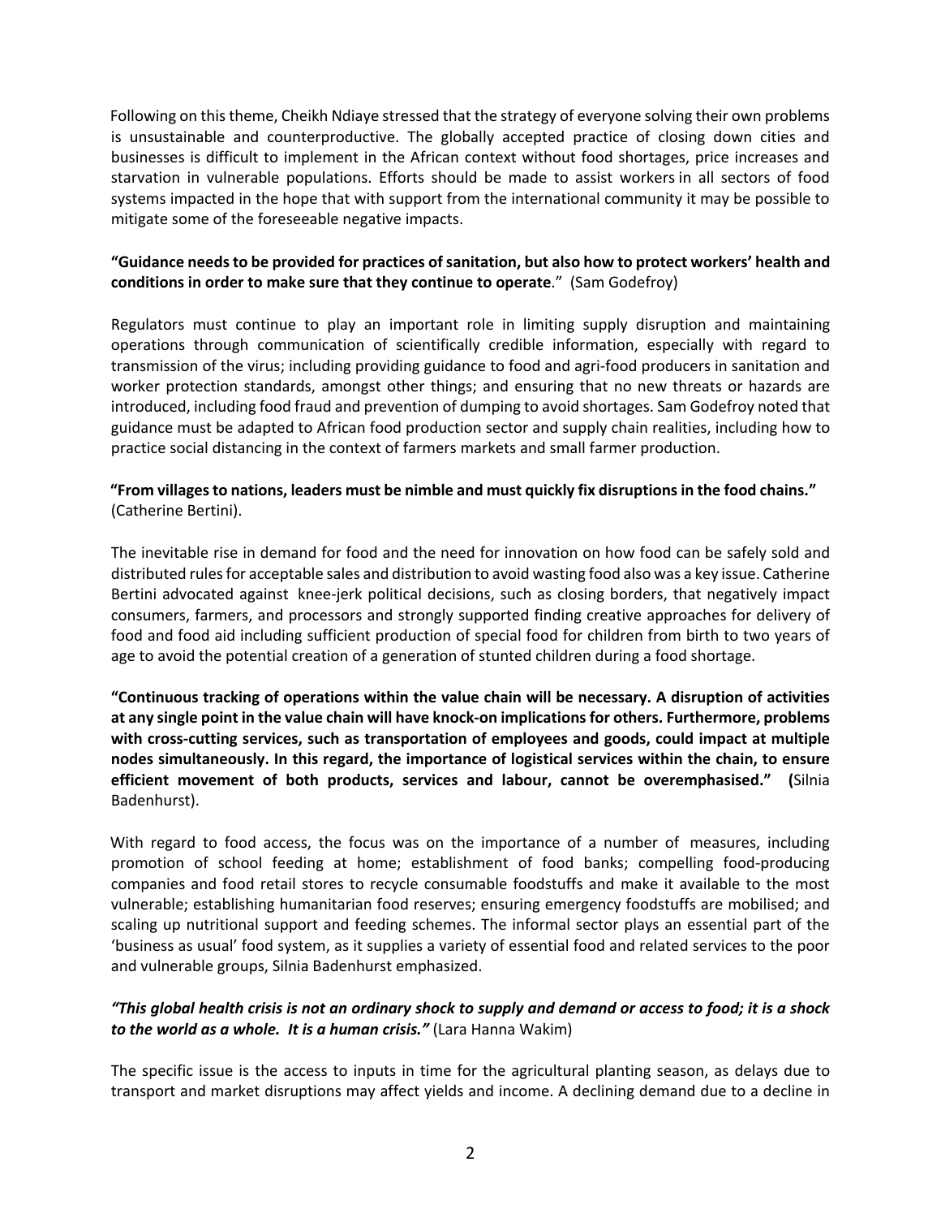Following on this theme, Cheikh Ndiaye stressed that the strategy of everyone solving their own problems is unsustainable and counterproductive. The globally accepted practice of closing down cities and businesses is difficult to implement in the African context without food shortages, price increases and starvation in vulnerable populations. Efforts should be made to assist workers in all sectors of food systems impacted in the hope that with support from the international community it may be possible to mitigate some of the foreseeable negative impacts.

**"Guidance needs to be provided for practices of sanitation, but also how to protect workers' health and conditions in order to make sure that they continue to operate**." (Sam Godefroy)

Regulators must continue to play an important role in limiting supply disruption and maintaining operations through communication of scientifically credible information, especially with regard to transmission of the virus; including providing guidance to food and agri-food producers in sanitation and worker protection standards, amongst other things; and ensuring that no new threats or hazards are introduced, including food fraud and prevention of dumping to avoid shortages. Sam Godefroy noted that guidance must be adapted to African food production sector and supply chain realities, including how to practice social distancing in the context of farmers markets and small farmer production.

**"From villages to nations, leaders must be nimble and must quickly fix disruptions in the food chains."** (Catherine Bertini).

The inevitable rise in demand for food and the need for innovation on how food can be safely sold and distributed rules for acceptable sales and distribution to avoid wasting food also was a key issue. Catherine Bertini advocated against knee-jerk political decisions, such as closing borders, that negatively impact consumers, farmers, and processors and strongly supported finding creative approaches for delivery of food and food aid including sufficient production of special food for children from birth to two years of age to avoid the potential creation of a generation of stunted children during a food shortage.

**"Continuous tracking of operations within the value chain will be necessary. A disruption of activities at any single point in the value chain will have knock-on implications for others. Furthermore, problems with cross-cutting services, such as transportation of employees and goods, could impact at multiple nodes simultaneously. In this regard, the importance of logistical services within the chain, to ensure efficient movement of both products, services and labour, cannot be overemphasised." (**Silnia Badenhurst).

With regard to food access, the focus was on the importance of a number of measures, including promotion of school feeding at home; establishment of food banks; compelling food-producing companies and food retail stores to recycle consumable foodstuffs and make it available to the most vulnerable; establishing humanitarian food reserves; ensuring emergency foodstuffs are mobilised; and scaling up nutritional support and feeding schemes. The informal sector plays an essential part of the 'business as usual' food system, as it supplies a variety of essential food and related services to the poor and vulnerable groups, Silnia Badenhurst emphasized.

***"This global health crisis is not an ordinary shock to supply and demand or access to food; it is a shock to the world as a whole. It is a human crisis."*** (Lara Hanna Wakim)

The specific issue is the access to inputs in time for the agricultural planting season, as delays due to transport and market disruptions may affect yields and income. A declining demand due to a decline in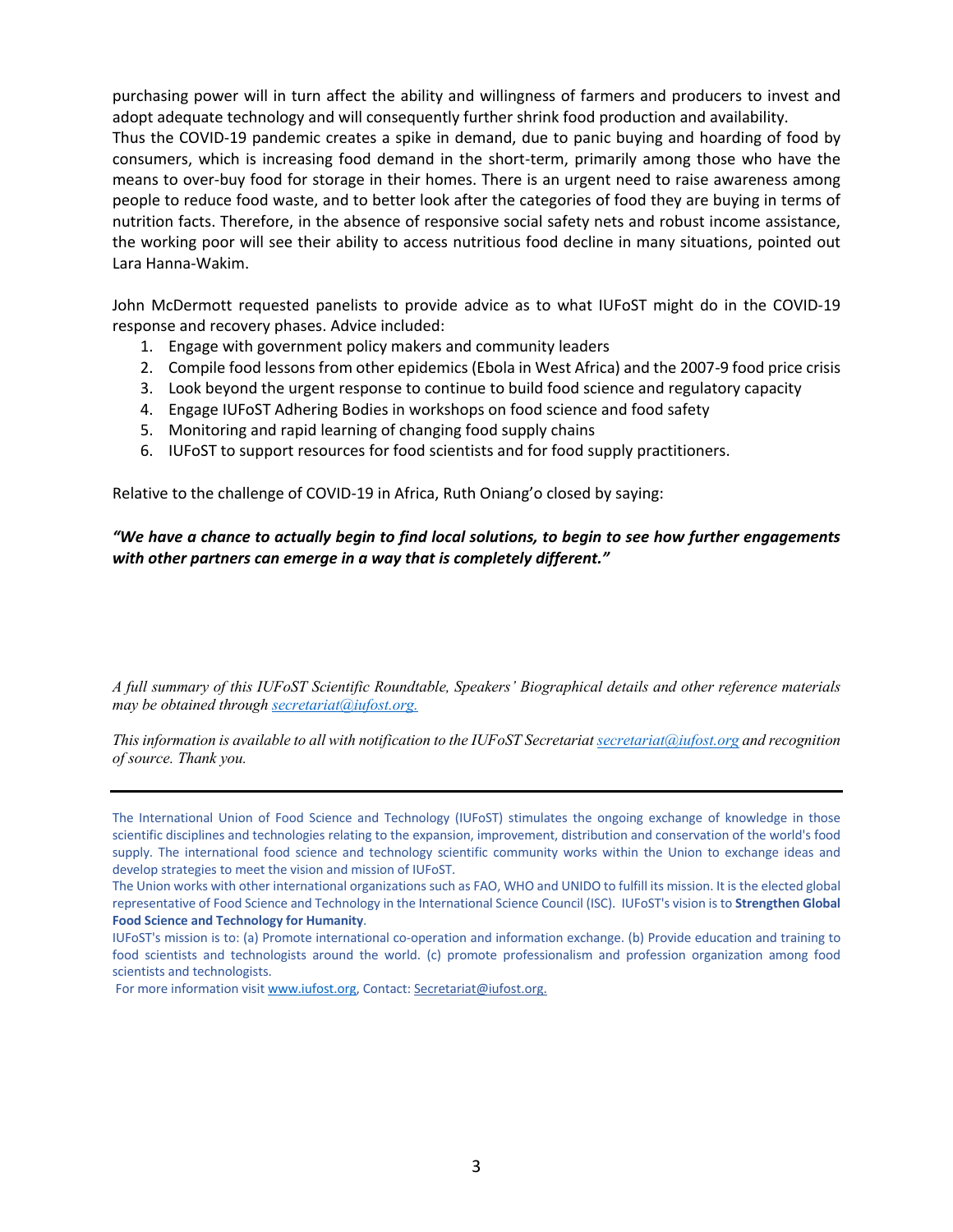purchasing power will in turn affect the ability and willingness of farmers and producers to invest and adopt adequate technology and will consequently further shrink food production and availability.
Thus the COVID-19 pandemic creates a spike in demand, due to panic buying and hoarding of food by consumers, which is increasing food demand in the short-term, primarily among those who have the means to over-buy food for storage in their homes. There is an urgent need to raise awareness among people to reduce food waste, and to better look after the categories of food they are buying in terms of nutrition facts. Therefore, in the absence of responsive social safety nets and robust income assistance, the working poor will see their ability to access nutritious food decline in many situations, pointed out Lara Hanna-Wakim.

John McDermott requested panelists to provide advice as to what IUFoST might do in the COVID-19 response and recovery phases. Advice included:

1. Engage with government policy makers and community leaders
2. Compile food lessons from other epidemics (Ebola in West Africa) and the 2007-9 food price crisis
3. Look beyond the urgent response to continue to build food science and regulatory capacity
4. Engage IUFoST Adhering Bodies in workshops on food science and food safety
5. Monitoring and rapid learning of changing food supply chains
6. IUFoST to support resources for food scientists and for food supply practitioners.

Relative to the challenge of COVID-19 in Africa, Ruth Oniang'o closed by saying:

***"We have a chance to actually begin to find local solutions, to begin to see how further engagements with other partners can emerge in a way that is completely different."***

*A full summary of this IUFoST Scientific Roundtable, Speakers' Biographical details and other reference materials may be obtained through secretariat@iufost.org.*

*This information is available to all with notification to the IUFoST Secretariat secretariat@iufost.org and recognition of source. Thank you.*

---

The International Union of Food Science and Technology (IUFoST) stimulates the ongoing exchange of knowledge in those scientific disciplines and technologies relating to the expansion, improvement, distribution and conservation of the world's food supply. The international food science and technology scientific community works within the Union to exchange ideas and develop strategies to meet the vision and mission of IUFoST.

The Union works with other international organizations such as FAO, WHO and UNIDO to fulfill its mission. It is the elected global representative of Food Science and Technology in the International Science Council (ISC). IUFoST's vision is to **Strengthen Global Food Science and Technology for Humanity**.

IUFoST's mission is to: (a) Promote international co-operation and information exchange. (b) Provide education and training to food scientists and technologists around the world. (c) promote professionalism and profession organization among food scientists and technologists.

For more information visit www.iufost.org, Contact: Secretariat@iufost.org.